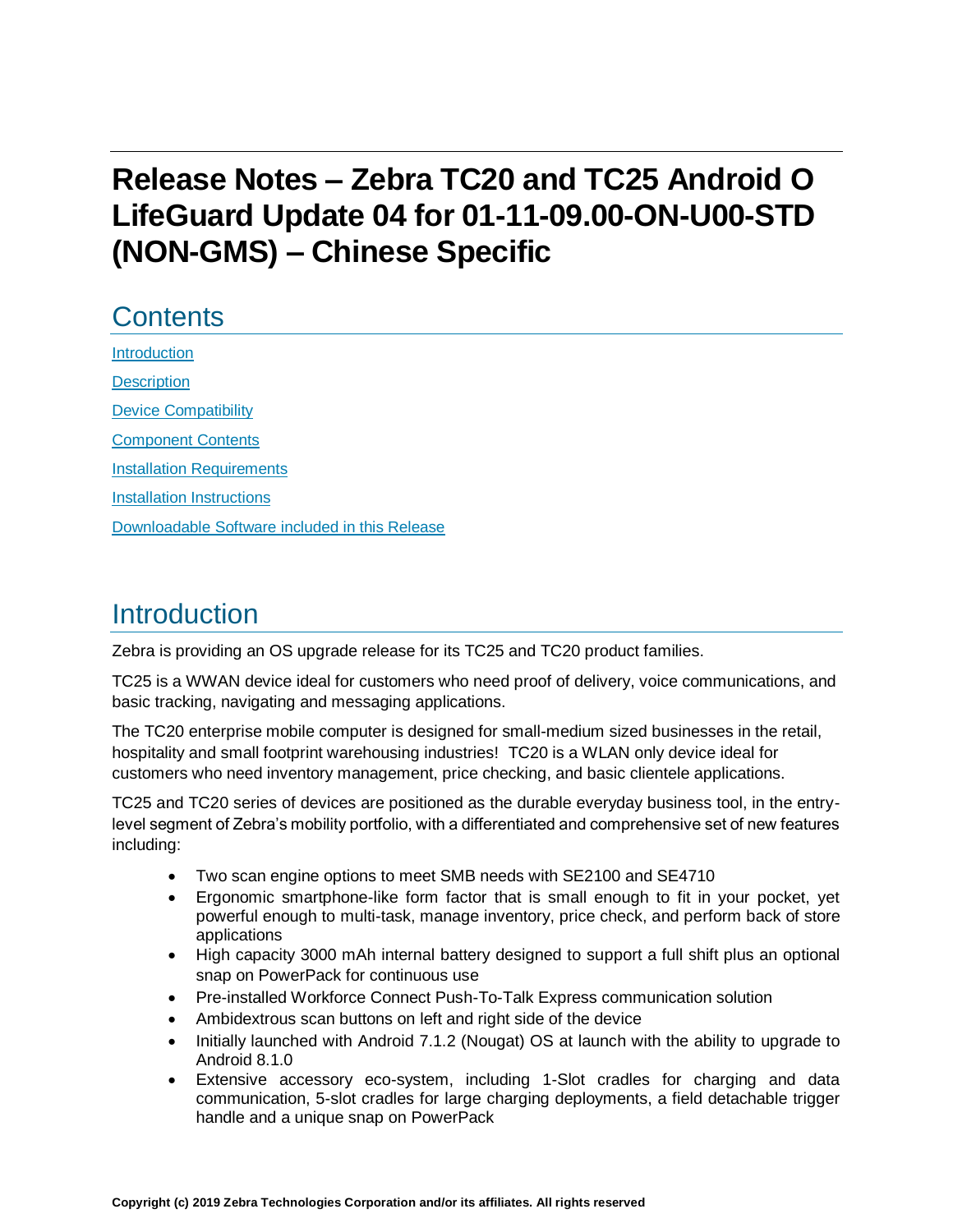# Release Notes – Zebra TC20 and TC25 Android O LifeGuard Update 04 for 01-11-09.00-ON-U00-STD (NON-GMS) – Chinese Specific

## Contents

[Introduction](#introduction)

[Description](#description)

[Device Compatibility](#device-compatibility)

[Component Contents](#component-contents)

[Installation Requirements](#installation-requirements)

[Installation Instructions](#installation-instructions)

[Downloadable Software included in this Release](#downloadable-software-included-in-this-release)

## Introduction

Zebra is providing an OS upgrade release for its TC25 and TC20 product families.

TC25 is a WWAN device ideal for customers who need proof of delivery, voice communications, and basic tracking, navigating and messaging applications.

The TC20 enterprise mobile computer is designed for small-medium sized businesses in the retail, hospitality and small footprint warehousing industries! TC20 is a WLAN only device ideal for customers who need inventory management, price checking, and basic clientele applications.

TC25 and TC20 series of devices are positioned as the durable everyday business tool, in the entry-level segment of Zebra's mobility portfolio, with a differentiated and comprehensive set of new features including:

- Two scan engine options to meet SMB needs with SE2100 and SE4710
- Ergonomic smartphone-like form factor that is small enough to fit in your pocket, yet powerful enough to multi-task, manage inventory, price check, and perform back of store applications
- High capacity 3000 mAh internal battery designed to support a full shift plus an optional snap on PowerPack for continuous use
- Pre-installed Workforce Connect Push-To-Talk Express communication solution
- Ambidextrous scan buttons on left and right side of the device
- Initially launched with Android 7.1.2 (Nougat) OS at launch with the ability to upgrade to Android 8.1.0
- Extensive accessory eco-system, including 1-Slot cradles for charging and data communication, 5-slot cradles for large charging deployments, a field detachable trigger handle and a unique snap on PowerPack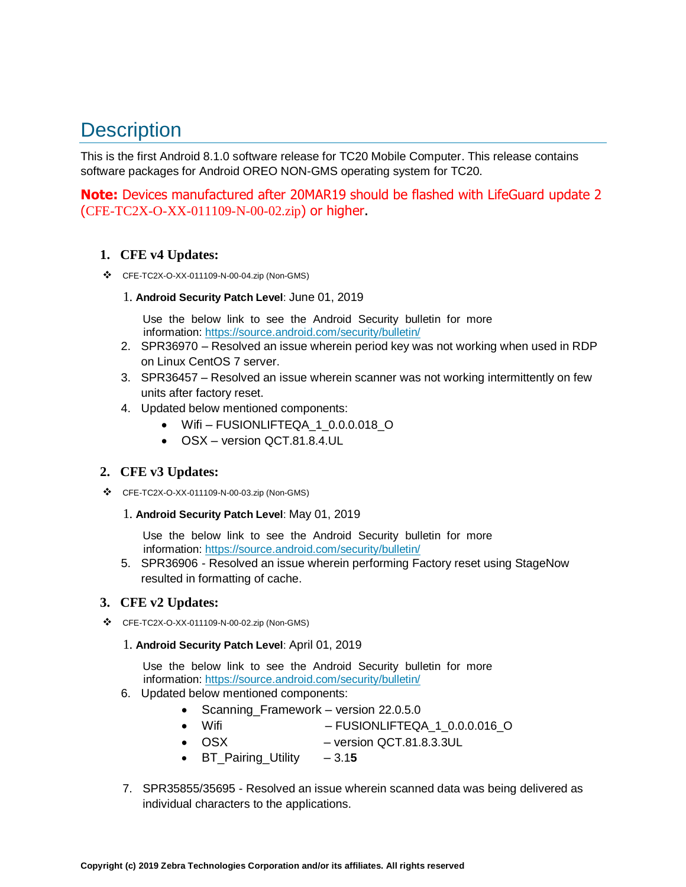# Description

This is the first Android 8.1.0 software release for TC20 Mobile Computer. This release contains software packages for Android OREO NON-GMS operating system for TC20.

**Note:** Devices manufactured after 20MAR19 should be flashed with LifeGuard update 2 (CFE-TC2X-O-XX-011109-N-00-02.zip) or higher.

## 1. CFE v4 Updates:

- CFE-TC2X-O-XX-011109-N-00-04.zip (Non-GMS)

  1. **Android Security Patch Level**: June 01, 2019

     Use the below link to see the Android Security bulletin for more information: https://source.android.com/security/bulletin/
  2. SPR36970 – Resolved an issue wherein period key was not working when used in RDP on Linux CentOS 7 server.
  3. SPR36457 – Resolved an issue wherein scanner was not working intermittently on few units after factory reset.
  4. Updated below mentioned components:
     - Wifi – FUSIONLIFTEQA_1_0.0.0.018_O
     - OSX – version QCT.81.8.4.UL

## 2. CFE v3 Updates:

- CFE-TC2X-O-XX-011109-N-00-03.zip (Non-GMS)

  1. **Android Security Patch Level**: May 01, 2019

     Use the below link to see the Android Security bulletin for more information: https://source.android.com/security/bulletin/
  5. SPR36906 - Resolved an issue wherein performing Factory reset using StageNow resulted in formatting of cache.

## 3. CFE v2 Updates:

- CFE-TC2X-O-XX-011109-N-00-02.zip (Non-GMS)

  1. **Android Security Patch Level**: April 01, 2019

     Use the below link to see the Android Security bulletin for more information: https://source.android.com/security/bulletin/
  6. Updated below mentioned components:
     - Scanning_Framework – version 22.0.5.0
     - Wifi – FUSIONLIFTEQA_1_0.0.0.016_O
     - OSX – version QCT.81.8.3.3UL
     - BT_Pairing_Utility – 3.1**5**
  7. SPR35855/35695 - Resolved an issue wherein scanned data was being delivered as individual characters to the applications.

**Copyright (c) 2019 Zebra Technologies Corporation and/or its affiliates. All rights reserved**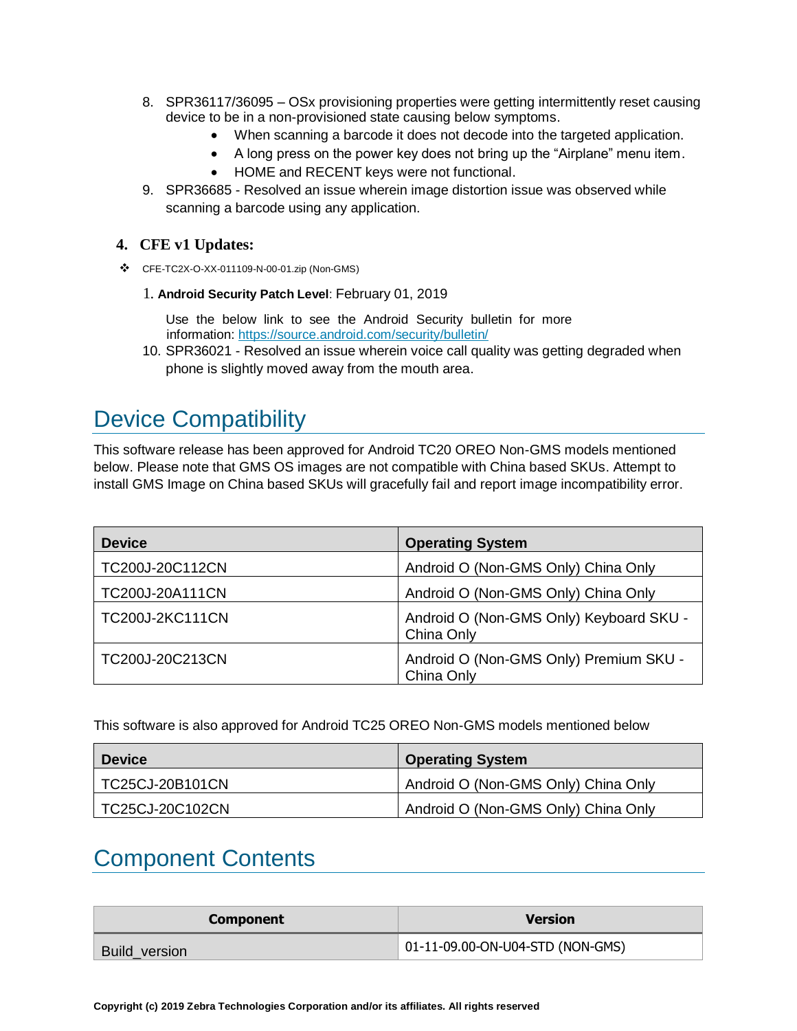8. SPR36117/36095 – OSx provisioning properties were getting intermittently reset causing device to be in a non-provisioned state causing below symptoms.
    - When scanning a barcode it does not decode into the targeted application.
    - A long press on the power key does not bring up the "Airplane" menu item.
    - HOME and RECENT keys were not functional.
9. SPR36685 - Resolved an issue wherein image distortion issue was observed while scanning a barcode using any application.

### 4. CFE v1 Updates:

- CFE-TC2X-O-XX-011109-N-00-01.zip (Non-GMS)

1. **Android Security Patch Level**: February 01, 2019

   Use the below link to see the Android Security bulletin for more information: https://source.android.com/security/bulletin/

10. SPR36021 - Resolved an issue wherein voice call quality was getting degraded when phone is slightly moved away from the mouth area.

# Device Compatibility

This software release has been approved for Android TC20 OREO Non-GMS models mentioned below. Please note that GMS OS images are not compatible with China based SKUs. Attempt to install GMS Image on China based SKUs will gracefully fail and report image incompatibility error.

| Device | Operating System |
|---|---|
| TC200J-20C112CN | Android O (Non-GMS Only) China Only |
| TC200J-20A111CN | Android O (Non-GMS Only) China Only |
| TC200J-2KC111CN | Android O (Non-GMS Only) Keyboard SKU - China Only |
| TC200J-20C213CN | Android O (Non-GMS Only) Premium SKU - China Only |

This software is also approved for Android TC25 OREO Non-GMS models mentioned below

| Device | Operating System |
|---|---|
| TC25CJ-20B101CN | Android O (Non-GMS Only) China Only |
| TC25CJ-20C102CN | Android O (Non-GMS Only) China Only |

# Component Contents

| Component | Version |
|---|---|
| Build_version | 01-11-09.00-ON-U04-STD (NON-GMS) |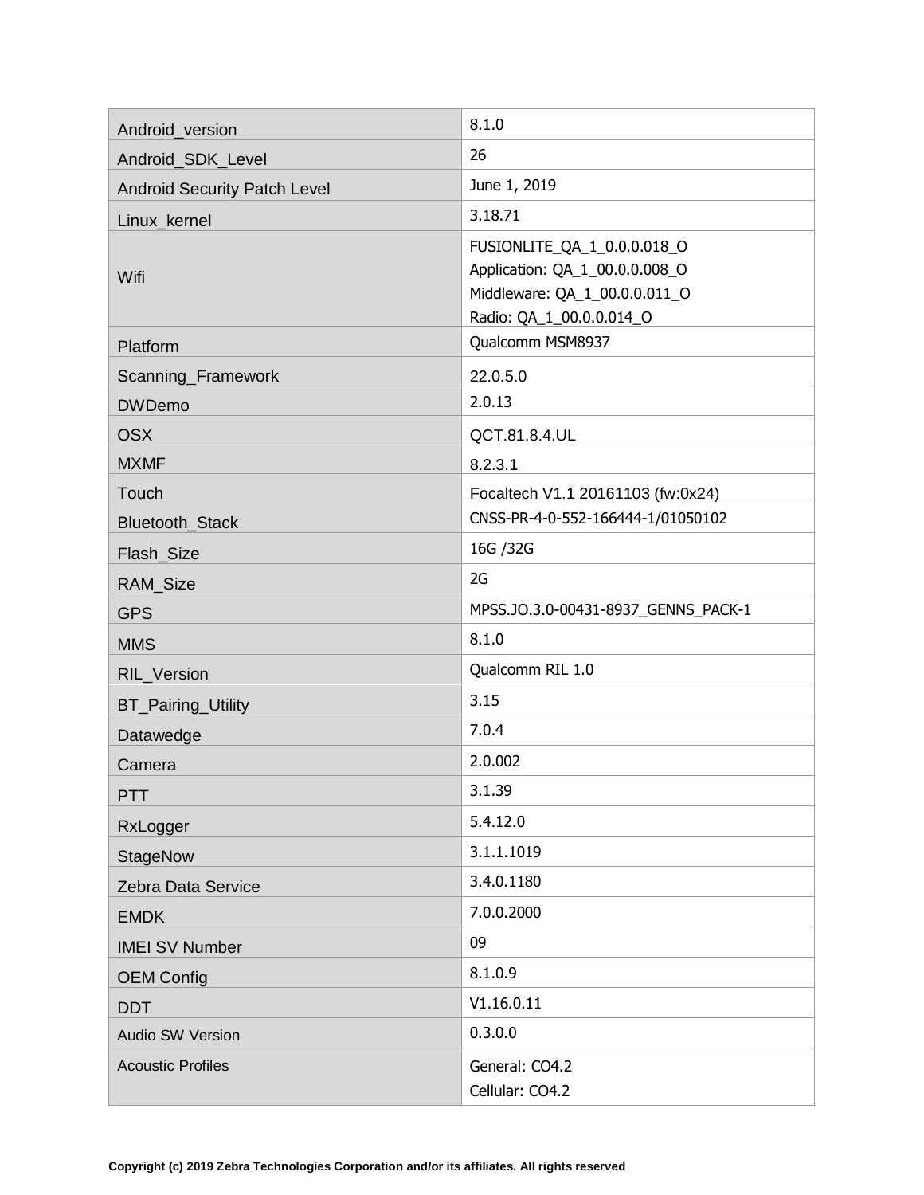| | |
|---|---|
| Android_version | 8.1.0 |
| Android_SDK_Level | 26 |
| Android Security Patch Level | June 1, 2019 |
| Linux_kernel | 3.18.71 |
| Wifi | FUSIONLITE_QA_1_0.0.0.018_O<br>Application: QA_1_00.0.0.008_O<br>Middleware: QA_1_00.0.0.011_O<br>Radio: QA_1_00.0.0.014_O |
| Platform | Qualcomm MSM8937 |
| Scanning_Framework | 22.0.5.0 |
| DWDemo | 2.0.13 |
| OSX | QCT.81.8.4.UL |
| MXMF | 8.2.3.1 |
| Touch | Focaltech V1.1 20161103 (fw:0x24) |
| Bluetooth_Stack | CNSS-PR-4-0-552-166444-1/01050102 |
| Flash_Size | 16G /32G |
| RAM_Size | 2G |
| GPS | MPSS.JO.3.0-00431-8937_GENNS_PACK-1 |
| MMS | 8.1.0 |
| RIL_Version | Qualcomm RIL 1.0 |
| BT_Pairing_Utility | 3.15 |
| Datawedge | 7.0.4 |
| Camera | 2.0.002 |
| PTT | 3.1.39 |
| RxLogger | 5.4.12.0 |
| StageNow | 3.1.1.1019 |
| Zebra Data Service | 3.4.0.1180 |
| EMDK | 7.0.0.2000 |
| IMEI SV Number | 09 |
| OEM Config | 8.1.0.9 |
| DDT | V1.16.0.11 |
| Audio SW Version | 0.3.0.0 |
| Acoustic Profiles | General: CO4.2<br>Cellular: CO4.2 |

**Copyright (c) 2019 Zebra Technologies Corporation and/or its affiliates. All rights reserved**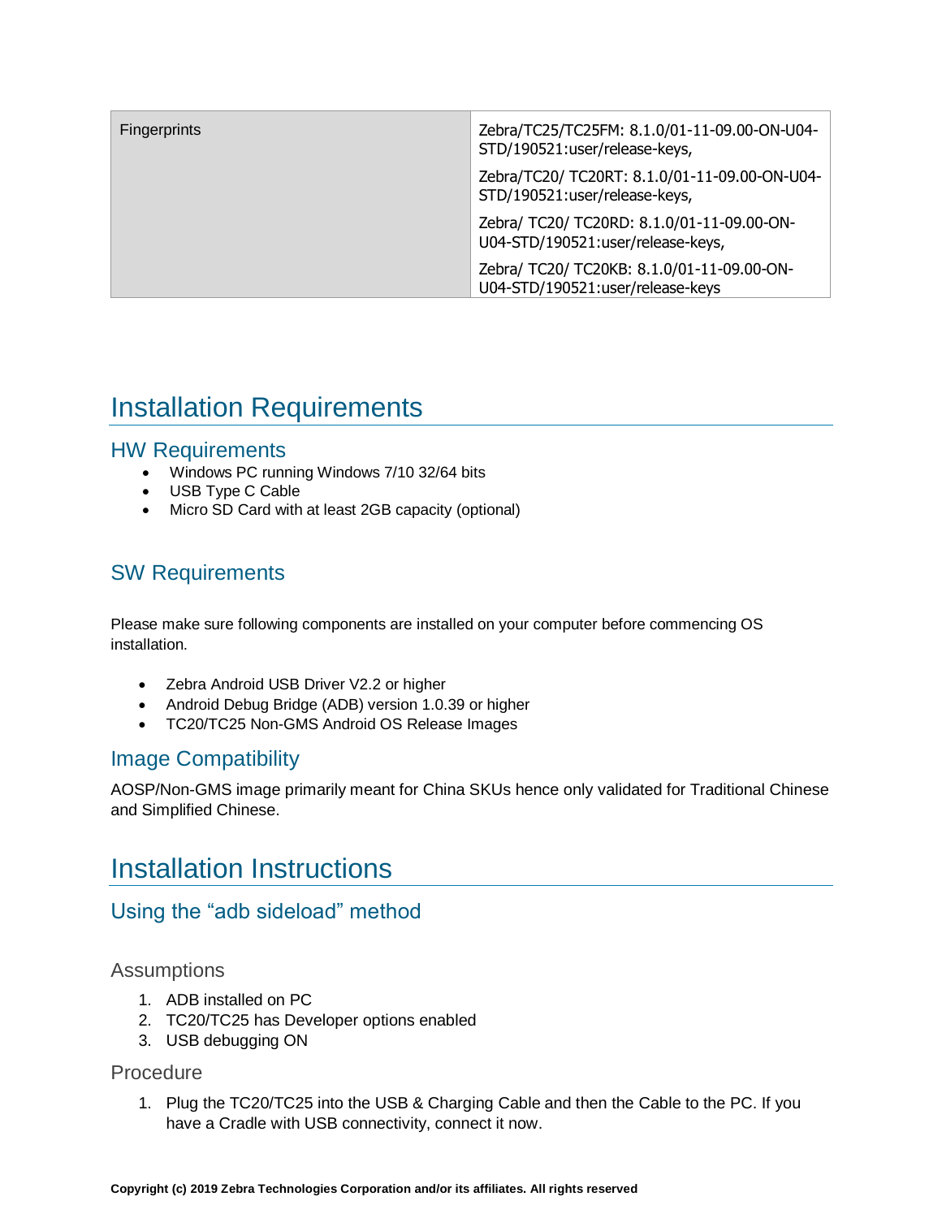| Fingerprints | Zebra/TC25/TC25FM: 8.1.0/01-11-09.00-ON-U04-STD/190521:user/release-keys,<br>Zebra/TC20/ TC20RT: 8.1.0/01-11-09.00-ON-U04-STD/190521:user/release-keys,<br>Zebra/ TC20/ TC20RD: 8.1.0/01-11-09.00-ON-U04-STD/190521:user/release-keys,<br>Zebra/ TC20/ TC20KB: 8.1.0/01-11-09.00-ON-U04-STD/190521:user/release-keys |
|---|---|

# Installation Requirements

## HW Requirements

- Windows PC running Windows 7/10 32/64 bits
- USB Type C Cable
- Micro SD Card with at least 2GB capacity (optional)

## SW Requirements

Please make sure following components are installed on your computer before commencing OS installation.

- Zebra Android USB Driver V2.2 or higher
- Android Debug Bridge (ADB) version 1.0.39 or higher
- TC20/TC25 Non-GMS Android OS Release Images

## Image Compatibility

AOSP/Non-GMS image primarily meant for China SKUs hence only validated for Traditional Chinese and Simplified Chinese.

# Installation Instructions

## Using the "adb sideload" method

### Assumptions

1. ADB installed on PC
2. TC20/TC25 has Developer options enabled
3. USB debugging ON

### Procedure

1. Plug the TC20/TC25 into the USB & Charging Cable and then the Cable to the PC. If you have a Cradle with USB connectivity, connect it now.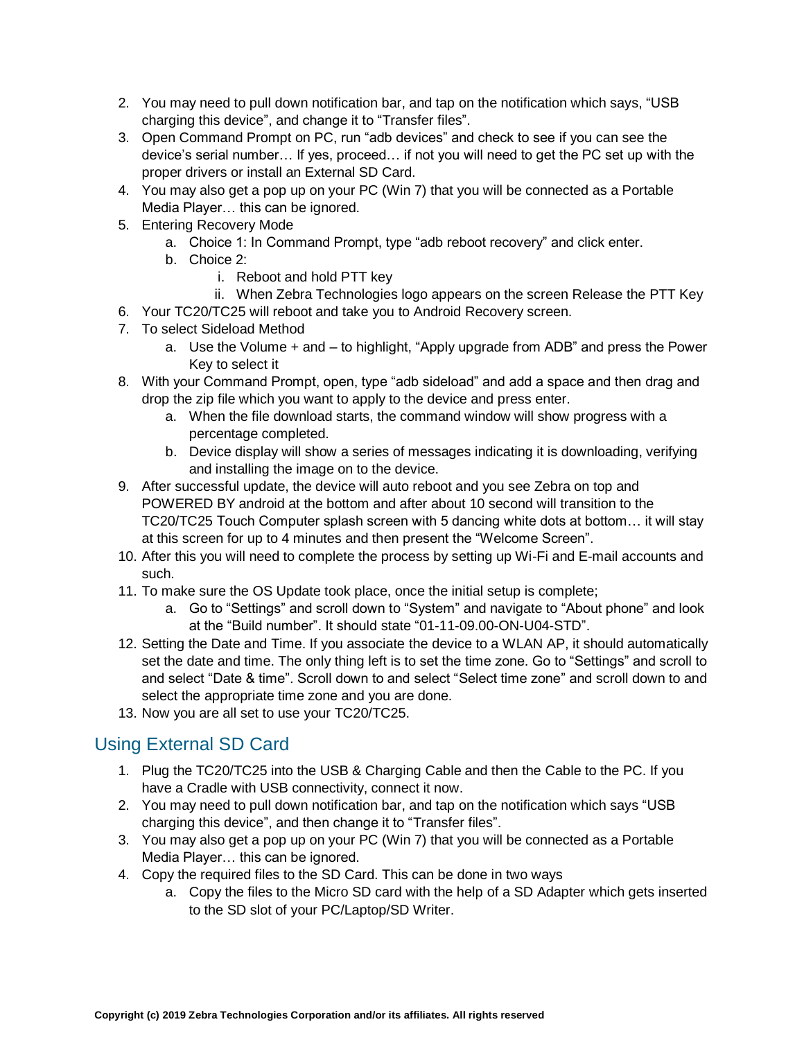2. You may need to pull down notification bar, and tap on the notification which says, "USB charging this device", and change it to "Transfer files".
3. Open Command Prompt on PC, run "adb devices" and check to see if you can see the device's serial number… If yes, proceed… if not you will need to get the PC set up with the proper drivers or install an External SD Card.
4. You may also get a pop up on your PC (Win 7) that you will be connected as a Portable Media Player… this can be ignored.
5. Entering Recovery Mode
   a. Choice 1: In Command Prompt, type "adb reboot recovery" and click enter.
   b. Choice 2:
      i. Reboot and hold PTT key
      ii. When Zebra Technologies logo appears on the screen Release the PTT Key
6. Your TC20/TC25 will reboot and take you to Android Recovery screen.
7. To select Sideload Method
   a. Use the Volume + and – to highlight, "Apply upgrade from ADB" and press the Power Key to select it
8. With your Command Prompt, open, type "adb sideload" and add a space and then drag and drop the zip file which you want to apply to the device and press enter.
   a. When the file download starts, the command window will show progress with a percentage completed.
   b. Device display will show a series of messages indicating it is downloading, verifying and installing the image on to the device.
9. After successful update, the device will auto reboot and you see Zebra on top and POWERED BY android at the bottom and after about 10 second will transition to the TC20/TC25 Touch Computer splash screen with 5 dancing white dots at bottom… it will stay at this screen for up to 4 minutes and then present the "Welcome Screen".
10. After this you will need to complete the process by setting up Wi-Fi and E-mail accounts and such.
11. To make sure the OS Update took place, once the initial setup is complete;
    a. Go to "Settings" and scroll down to "System" and navigate to "About phone" and look at the "Build number". It should state "01-11-09.00-ON-U04-STD".
12. Setting the Date and Time. If you associate the device to a WLAN AP, it should automatically set the date and time. The only thing left is to set the time zone. Go to "Settings" and scroll to and select "Date & time". Scroll down to and select "Select time zone" and scroll down to and select the appropriate time zone and you are done.
13. Now you are all set to use your TC20/TC25.

## Using External SD Card

1. Plug the TC20/TC25 into the USB & Charging Cable and then the Cable to the PC. If you have a Cradle with USB connectivity, connect it now.
2. You may need to pull down notification bar, and tap on the notification which says "USB charging this device", and then change it to "Transfer files".
3. You may also get a pop up on your PC (Win 7) that you will be connected as a Portable Media Player… this can be ignored.
4. Copy the required files to the SD Card. This can be done in two ways
   a. Copy the files to the Micro SD card with the help of a SD Adapter which gets inserted to the SD slot of your PC/Laptop/SD Writer.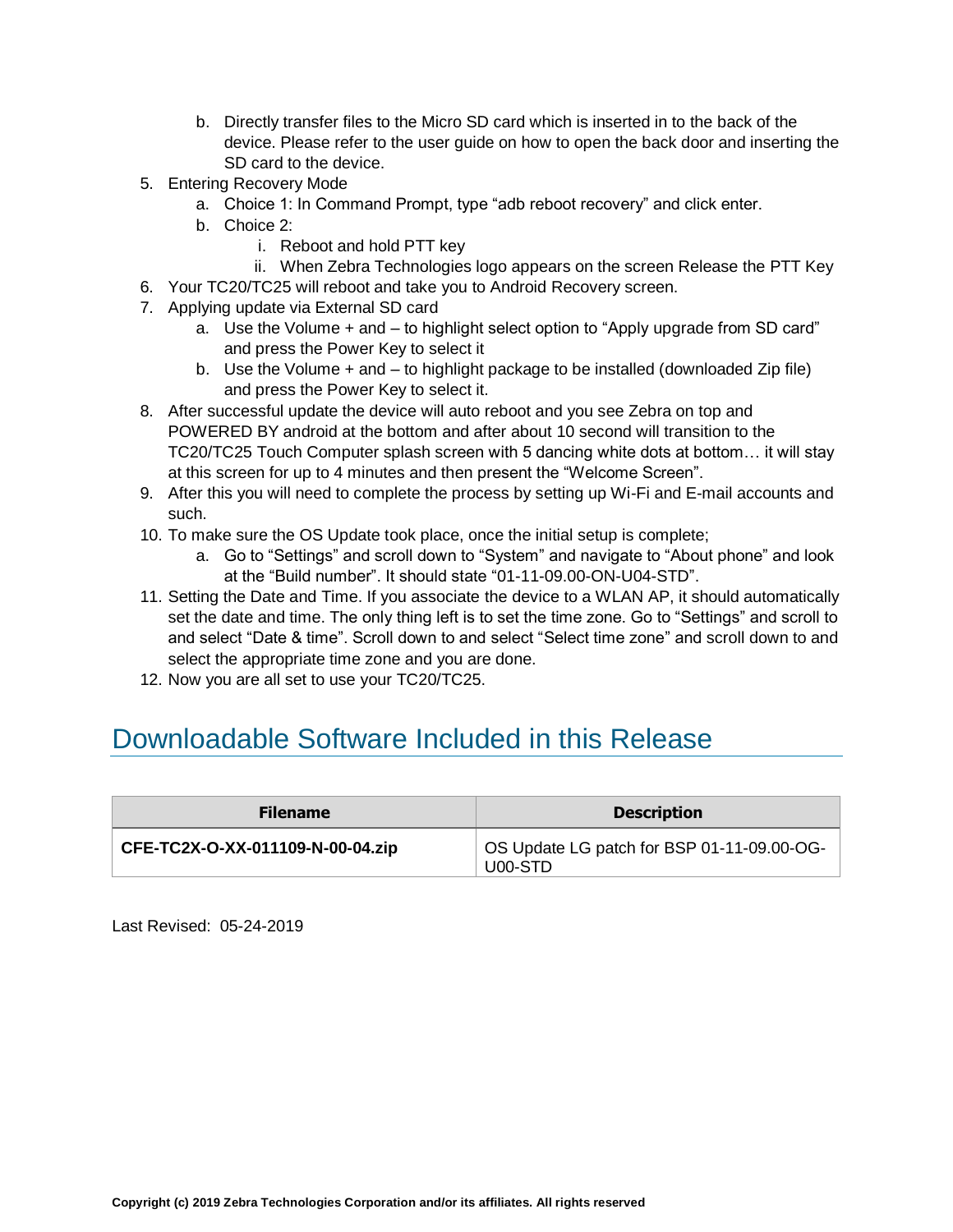b. Directly transfer files to the Micro SD card which is inserted in to the back of the device. Please refer to the user guide on how to open the back door and inserting the SD card to the device.

5. Entering Recovery Mode
   a. Choice 1: In Command Prompt, type “adb reboot recovery” and click enter.
   b. Choice 2:
      i. Reboot and hold PTT key
      ii. When Zebra Technologies logo appears on the screen Release the PTT Key
6. Your TC20/TC25 will reboot and take you to Android Recovery screen.
7. Applying update via External SD card
   a. Use the Volume + and – to highlight select option to “Apply upgrade from SD card” and press the Power Key to select it
   b. Use the Volume + and – to highlight package to be installed (downloaded Zip file) and press the Power Key to select it.
8. After successful update the device will auto reboot and you see Zebra on top and POWERED BY android at the bottom and after about 10 second will transition to the TC20/TC25 Touch Computer splash screen with 5 dancing white dots at bottom… it will stay at this screen for up to 4 minutes and then present the “Welcome Screen”.
9. After this you will need to complete the process by setting up Wi-Fi and E-mail accounts and such.
10. To make sure the OS Update took place, once the initial setup is complete;
    a. Go to “Settings” and scroll down to “System” and navigate to “About phone” and look at the “Build number”. It should state “01-11-09.00-ON-U04-STD”.
11. Setting the Date and Time. If you associate the device to a WLAN AP, it should automatically set the date and time. The only thing left is to set the time zone. Go to “Settings” and scroll to and select “Date & time”. Scroll down to and select “Select time zone” and scroll down to and select the appropriate time zone and you are done.
12. Now you are all set to use your TC20/TC25.

# Downloadable Software Included in this Release

| Filename | Description |
|---|---|
| **CFE-TC2X-O-XX-011109-N-00-04.zip** | OS Update LG patch for BSP 01-11-09.00-OG-U00-STD |

Last Revised: 05-24-2019

Copyright (c) 2019 Zebra Technologies Corporation and/or its affiliates. All rights reserved